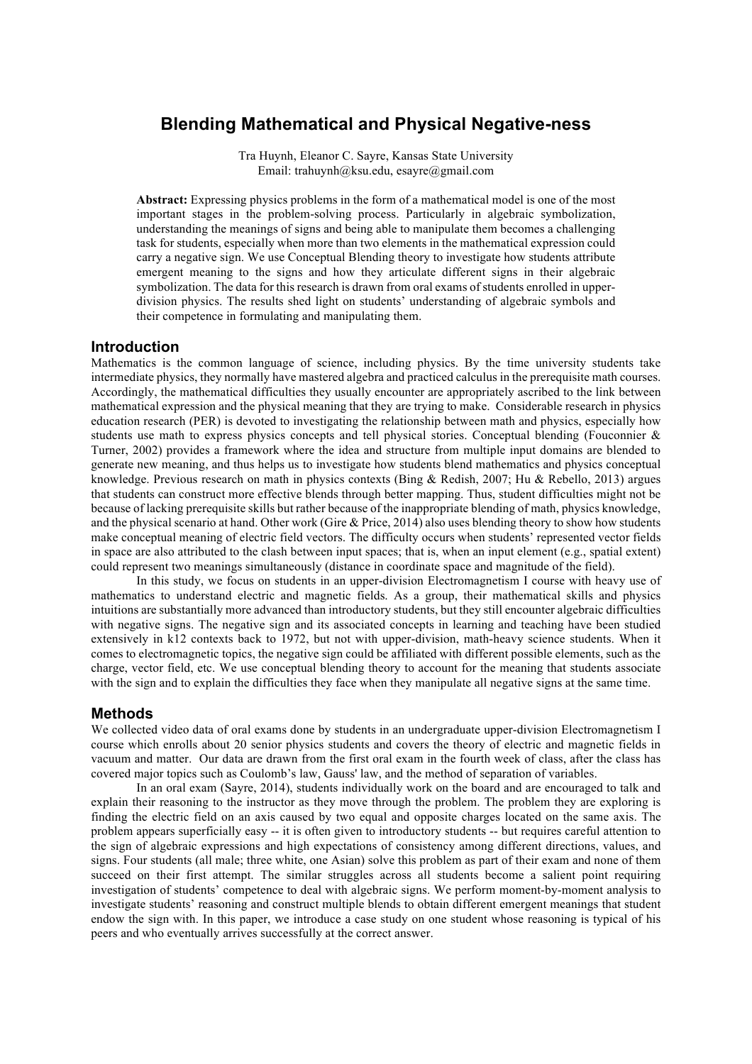# Blending Mathematical and Physical Negative-ness

Tra Huynh, Eleanor C. Sayre, Kansas State University
Email: trahuynh@ksu.edu, esayre@gmail.com

**Abstract:** Expressing physics problems in the form of a mathematical model is one of the most important stages in the problem-solving process. Particularly in algebraic symbolization, understanding the meanings of signs and being able to manipulate them becomes a challenging task for students, especially when more than two elements in the mathematical expression could carry a negative sign. We use Conceptual Blending theory to investigate how students attribute emergent meaning to the signs and how they articulate different signs in their algebraic symbolization. The data for this research is drawn from oral exams of students enrolled in upper-division physics. The results shed light on students' understanding of algebraic symbols and their competence in formulating and manipulating them.

## Introduction

Mathematics is the common language of science, including physics. By the time university students take intermediate physics, they normally have mastered algebra and practiced calculus in the prerequisite math courses. Accordingly, the mathematical difficulties they usually encounter are appropriately ascribed to the link between mathematical expression and the physical meaning that they are trying to make. Considerable research in physics education research (PER) is devoted to investigating the relationship between math and physics, especially how students use math to express physics concepts and tell physical stories. Conceptual blending (Fouconnier & Turner, 2002) provides a framework where the idea and structure from multiple input domains are blended to generate new meaning, and thus helps us to investigate how students blend mathematics and physics conceptual knowledge. Previous research on math in physics contexts (Bing & Redish, 2007; Hu & Rebello, 2013) argues that students can construct more effective blends through better mapping. Thus, student difficulties might not be because of lacking prerequisite skills but rather because of the inappropriate blending of math, physics knowledge, and the physical scenario at hand. Other work (Gire & Price, 2014) also uses blending theory to show how students make conceptual meaning of electric field vectors. The difficulty occurs when students' represented vector fields in space are also attributed to the clash between input spaces; that is, when an input element (e.g., spatial extent) could represent two meanings simultaneously (distance in coordinate space and magnitude of the field).

In this study, we focus on students in an upper-division Electromagnetism I course with heavy use of mathematics to understand electric and magnetic fields. As a group, their mathematical skills and physics intuitions are substantially more advanced than introductory students, but they still encounter algebraic difficulties with negative signs. The negative sign and its associated concepts in learning and teaching have been studied extensively in k12 contexts back to 1972, but not with upper-division, math-heavy science students. When it comes to electromagnetic topics, the negative sign could be affiliated with different possible elements, such as the charge, vector field, etc. We use conceptual blending theory to account for the meaning that students associate with the sign and to explain the difficulties they face when they manipulate all negative signs at the same time.

## Methods

We collected video data of oral exams done by students in an undergraduate upper-division Electromagnetism I course which enrolls about 20 senior physics students and covers the theory of electric and magnetic fields in vacuum and matter. Our data are drawn from the first oral exam in the fourth week of class, after the class has covered major topics such as Coulomb's law, Gauss' law, and the method of separation of variables.

In an oral exam (Sayre, 2014), students individually work on the board and are encouraged to talk and explain their reasoning to the instructor as they move through the problem. The problem they are exploring is finding the electric field on an axis caused by two equal and opposite charges located on the same axis. The problem appears superficially easy -- it is often given to introductory students -- but requires careful attention to the sign of algebraic expressions and high expectations of consistency among different directions, values, and signs. Four students (all male; three white, one Asian) solve this problem as part of their exam and none of them succeed on their first attempt. The similar struggles across all students become a salient point requiring investigation of students' competence to deal with algebraic signs. We perform moment-by-moment analysis to investigate students' reasoning and construct multiple blends to obtain different emergent meanings that student endow the sign with. In this paper, we introduce a case study on one student whose reasoning is typical of his peers and who eventually arrives successfully at the correct answer.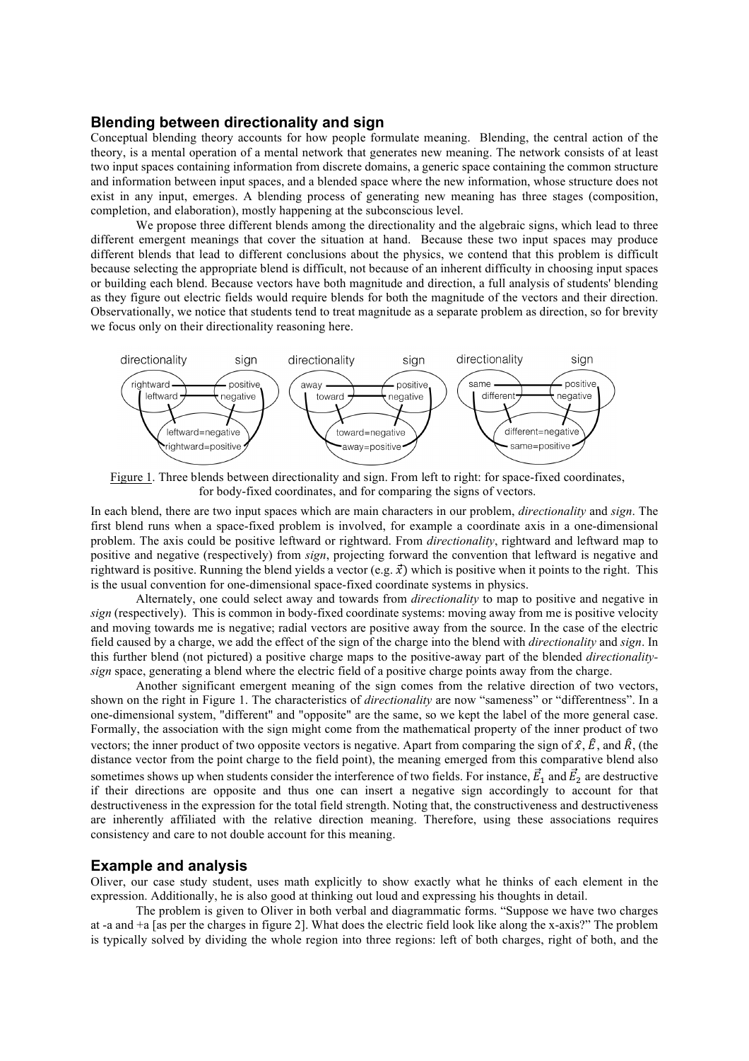## Blending between directionality and sign

Conceptual blending theory accounts for how people formulate meaning. Blending, the central action of the theory, is a mental operation of a mental network that generates new meaning. The network consists of at least two input spaces containing information from discrete domains, a generic space containing the common structure and information between input spaces, and a blended space where the new information, whose structure does not exist in any input, emerges. A blending process of generating new meaning has three stages (composition, completion, and elaboration), mostly happening at the subconscious level.

We propose three different blends among the directionality and the algebraic signs, which lead to three different emergent meanings that cover the situation at hand. Because these two input spaces may produce different blends that lead to different conclusions about the physics, we contend that this problem is difficult because selecting the appropriate blend is difficult, not because of an inherent difficulty in choosing input spaces or building each blend. Because vectors have both magnitude and direction, a full analysis of students' blending as they figure out electric fields would require blends for both the magnitude of the vectors and their direction. Observationally, we notice that students tend to treat magnitude as a separate problem as direction, so for brevity we focus only on their directionality reasoning here.

Figure 1. Three blends between directionality and sign. From left to right: for space-fixed coordinates, for body-fixed coordinates, and for comparing the signs of vectors.

In each blend, there are two input spaces which are main characters in our problem, *directionality* and *sign*. The first blend runs when a space-fixed problem is involved, for example a coordinate axis in a one-dimensional problem. The axis could be positive leftward or rightward. From *directionality*, rightward and leftward map to positive and negative (respectively) from *sign*, projecting forward the convention that leftward is negative and rightward is positive. Running the blend yields a vector (e.g. $\vec{x}$) which is positive when it points to the right. This is the usual convention for one-dimensional space-fixed coordinate systems in physics.

Alternately, one could select away and towards from *directionality* to map to positive and negative in *sign* (respectively). This is common in body-fixed coordinate systems: moving away from me is positive velocity and moving towards me is negative; radial vectors are positive away from the source. In the case of the electric field caused by a charge, we add the effect of the sign of the charge into the blend with *directionality* and *sign*. In this further blend (not pictured) a positive charge maps to the positive-away part of the blended *directionality-sign* space, generating a blend where the electric field of a positive charge points away from the charge.

Another significant emergent meaning of the sign comes from the relative direction of two vectors, shown on the right in Figure 1. The characteristics of *directionality* are now "sameness" or "differentness". In a one-dimensional system, "different" and "opposite" are the same, so we kept the label of the more general case. Formally, the association with the sign might come from the mathematical property of the inner product of two vectors; the inner product of two opposite vectors is negative. Apart from comparing the sign of $\hat{x}$, $\hat{E}$, and $\hat{R}$, (the distance vector from the point charge to the field point), the meaning emerged from this comparative blend also sometimes shows up when students consider the interference of two fields. For instance, $\vec{E}_1$ and $\vec{E}_2$ are destructive if their directions are opposite and thus one can insert a negative sign accordingly to account for that destructiveness in the expression for the total field strength. Noting that, the constructiveness and destructiveness are inherently affiliated with the relative direction meaning. Therefore, using these associations requires consistency and care to not double account for this meaning.

## Example and analysis

Oliver, our case study student, uses math explicitly to show exactly what he thinks of each element in the expression. Additionally, he is also good at thinking out loud and expressing his thoughts in detail.

The problem is given to Oliver in both verbal and diagrammatic forms. "Suppose we have two charges at -a and +a [as per the charges in figure 2]. What does the electric field look like along the x-axis?" The problem is typically solved by dividing the whole region into three regions: left of both charges, right of both, and the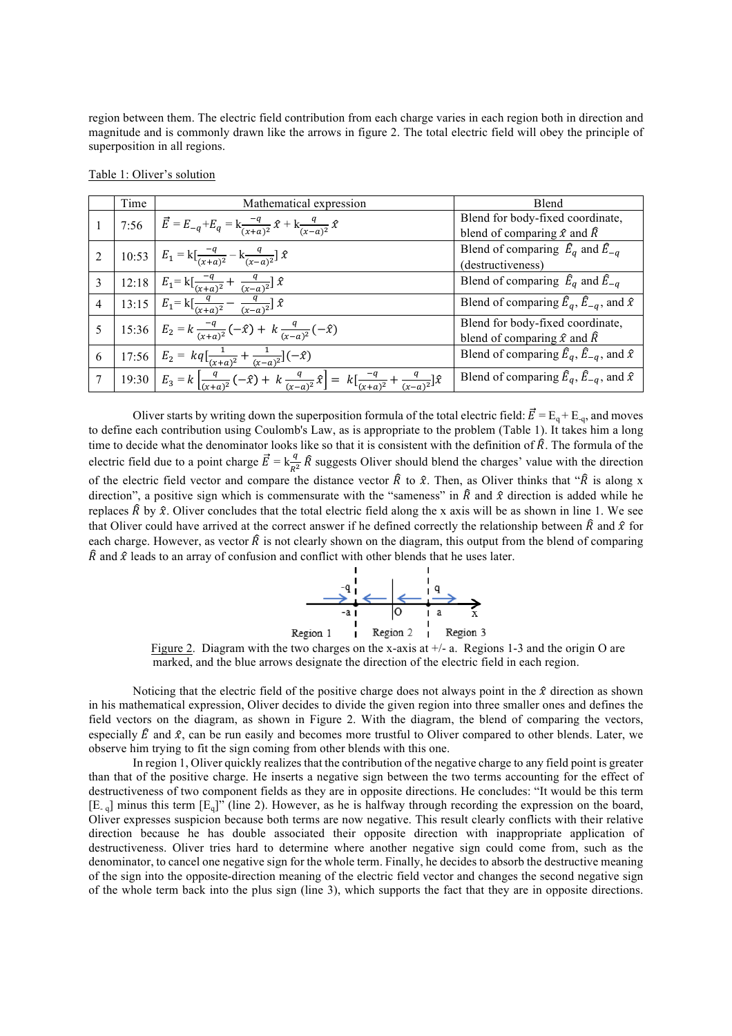region between them. The electric field contribution from each charge varies in each region both in direction and magnitude and is commonly drawn like the arrows in figure 2. The total electric field will obey the principle of superposition in all regions.

Table 1: Oliver's solution

| | Time | Mathematical expression | Blend |
|---|---|---|---|
| 1 | 7:56 | $\vec{E} = E_{-q} + E_q = \mathrm{k}\frac{-q}{(x+a)^2}\,\hat{x} + \mathrm{k}\frac{q}{(x-a)^2}\,\hat{x}$ | Blend for body-fixed coordinate, blend of comparing $\hat{x}$ and $\hat{R}$ |
| 2 | 10:53 | $E_1 = \mathrm{k}[\frac{-q}{(x+a)^2} - \mathrm{k}\frac{q}{(x-a)^2}]\,\hat{x}$ | Blend of comparing $\hat{E}_q$ and $\hat{E}_{-q}$ (destructiveness) |
| 3 | 12:18 | $E_1 = \mathrm{k}[\frac{-q}{(x+a)^2} + \frac{q}{(x-a)^2}]\,\hat{x}$ | Blend of comparing $\hat{E}_q$ and $\hat{E}_{-q}$ |
| 4 | 13:15 | $E_1 = \mathrm{k}[\frac{q}{(x+a)^2} - \frac{q}{(x-a)^2}]\,\hat{x}$ | Blend of comparing $\hat{E}_q$, $\hat{E}_{-q}$, and $\hat{x}$ |
| 5 | 15:36 | $E_2 = k\,\frac{-q}{(x+a)^2}(-\hat{x}) + k\,\frac{q}{(x-a)^2}(-\hat{x})$ | Blend for body-fixed coordinate, blend of comparing $\hat{x}$ and $\hat{R}$ |
| 6 | 17:56 | $E_2 = kq[\frac{1}{(x+a)^2} + \frac{1}{(x-a)^2}](-\hat{x})$ | Blend of comparing $\hat{E}_q$, $\hat{E}_{-q}$, and $\hat{x}$ |
| 7 | 19:30 | $E_3 = k\left[\frac{q}{(x+a)^2}(-\hat{x}) + k\,\frac{q}{(x-a)^2}\hat{x}\right] = k[\frac{-q}{(x+a)^2} + \frac{q}{(x-a)^2}]\hat{x}$ | Blend of comparing $\hat{E}_q$, $\hat{E}_{-q}$, and $\hat{x}$ |

Oliver starts by writing down the superposition formula of the total electric field: $\vec{E} = E_q + E_{-q}$, and moves to define each contribution using Coulomb's Law, as is appropriate to the problem (Table 1). It takes him a long time to decide what the denominator looks like so that it is consistent with the definition of $\hat{R}$. The formula of the electric field due to a point charge $\vec{E} = \mathrm{k}\frac{q}{R^2}\,\hat{R}$ suggests Oliver should blend the charges' value with the direction of the electric field vector and compare the distance vector $\hat{R}$ to $\hat{x}$. Then, as Oliver thinks that "$\hat{R}$ is along x direction", a positive sign which is commensurate with the "sameness" in $\hat{R}$ and $\hat{x}$ direction is added while he replaces $\hat{R}$ by $\hat{x}$. Oliver concludes that the total electric field along the x axis will be as shown in line 1. We see that Oliver could have arrived at the correct answer if he defined correctly the relationship between $\hat{R}$ and $\hat{x}$ for each charge. However, as vector $\hat{R}$ is not clearly shown on the diagram, this output from the blend of comparing $\hat{R}$ and $\hat{x}$ leads to an array of confusion and conflict with other blends that he uses later.

Figure 2. Diagram with the two charges on the x-axis at +/- a. Regions 1-3 and the origin O are marked, and the blue arrows designate the direction of the electric field in each region.

Noticing that the electric field of the positive charge does not always point in the $\hat{x}$ direction as shown in his mathematical expression, Oliver decides to divide the given region into three smaller ones and defines the field vectors on the diagram, as shown in Figure 2. With the diagram, the blend of comparing the vectors, especially $\hat{E}$ and $\hat{x}$, can be run easily and becomes more trustful to Oliver compared to other blends. Later, we observe him trying to fit the sign coming from other blends with this one.

In region 1, Oliver quickly realizes that the contribution of the negative charge to any field point is greater than that of the positive charge. He inserts a negative sign between the two terms accounting for the effect of destructiveness of two component fields as they are in opposite directions. He concludes: "It would be this term [$E_{-q}$] minus this term [$E_q$]" (line 2). However, as he is halfway through recording the expression on the board, Oliver expresses suspicion because both terms are now negative. This result clearly conflicts with their relative direction because he has double associated their opposite direction with inappropriate application of destructiveness. Oliver tries hard to determine where another negative sign could come from, such as the denominator, to cancel one negative sign for the whole term. Finally, he decides to absorb the destructive meaning of the sign into the opposite-direction meaning of the electric field vector and changes the second negative sign of the whole term back into the plus sign (line 3), which supports the fact that they are in opposite directions.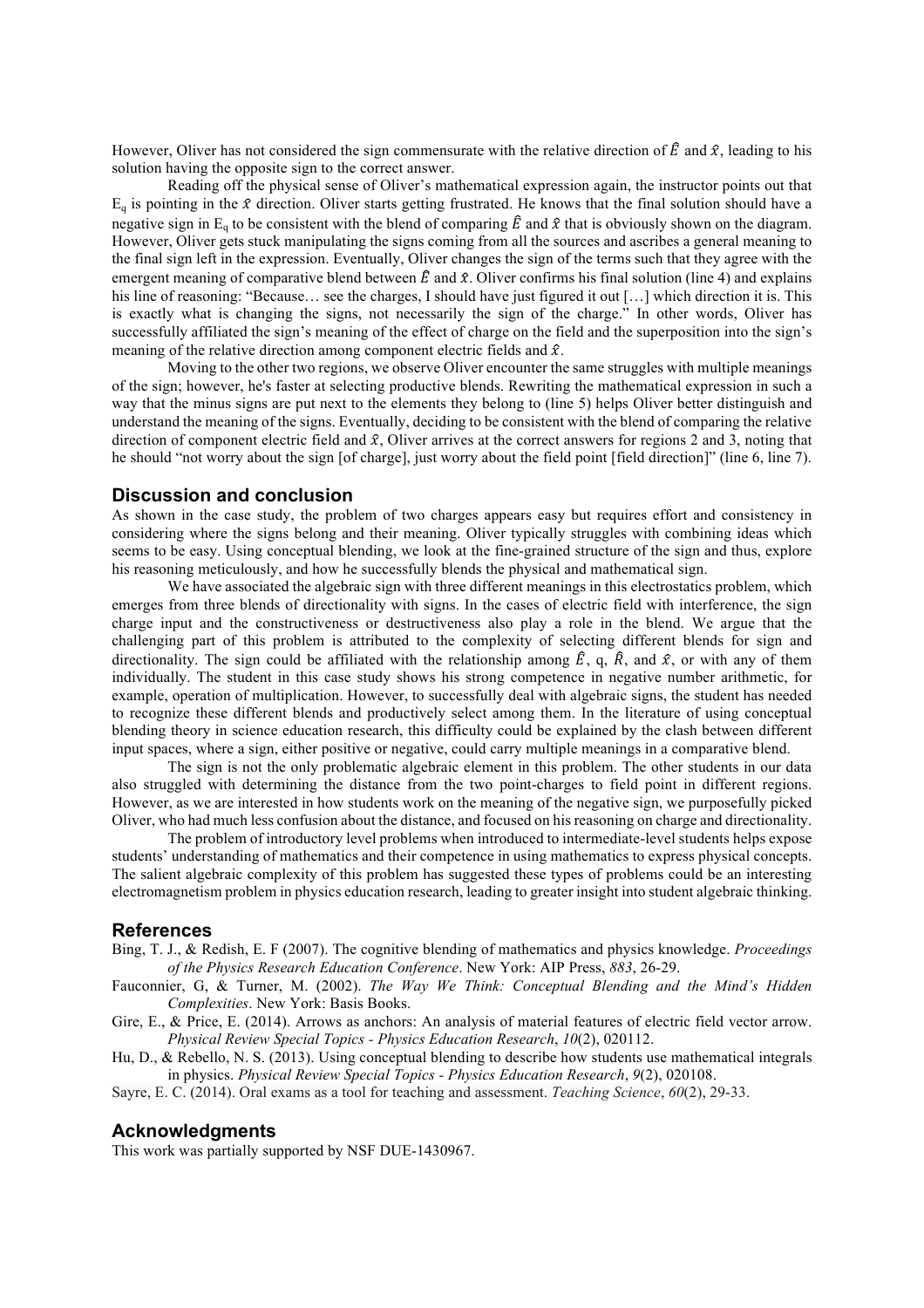However, Oliver has not considered the sign commensurate with the relative direction of $\hat{E}$ and $\hat{x}$, leading to his solution having the opposite sign to the correct answer.

Reading off the physical sense of Oliver's mathematical expression again, the instructor points out that $E_q$ is pointing in the $\hat{x}$ direction. Oliver starts getting frustrated. He knows that the final solution should have a negative sign in $E_q$ to be consistent with the blend of comparing $\hat{E}$ and $\hat{x}$ that is obviously shown on the diagram. However, Oliver gets stuck manipulating the signs coming from all the sources and ascribes a general meaning to the final sign left in the expression. Eventually, Oliver changes the sign of the terms such that they agree with the emergent meaning of comparative blend between $\hat{E}$ and $\hat{x}$. Oliver confirms his final solution (line 4) and explains his line of reasoning: "Because… see the charges, I should have just figured it out […] which direction it is. This is exactly what is changing the signs, not necessarily the sign of the charge." In other words, Oliver has successfully affiliated the sign's meaning of the effect of charge on the field and the superposition into the sign's meaning of the relative direction among component electric fields and $\hat{x}$.

Moving to the other two regions, we observe Oliver encounter the same struggles with multiple meanings of the sign; however, he's faster at selecting productive blends. Rewriting the mathematical expression in such a way that the minus signs are put next to the elements they belong to (line 5) helps Oliver better distinguish and understand the meaning of the signs. Eventually, deciding to be consistent with the blend of comparing the relative direction of component electric field and $\hat{x}$, Oliver arrives at the correct answers for regions 2 and 3, noting that he should "not worry about the sign [of charge], just worry about the field point [field direction]" (line 6, line 7).

## Discussion and conclusion

As shown in the case study, the problem of two charges appears easy but requires effort and consistency in considering where the signs belong and their meaning. Oliver typically struggles with combining ideas which seems to be easy. Using conceptual blending, we look at the fine-grained structure of the sign and thus, explore his reasoning meticulously, and how he successfully blends the physical and mathematical sign.

We have associated the algebraic sign with three different meanings in this electrostatics problem, which emerges from three blends of directionality with signs. In the cases of electric field with interference, the sign charge input and the constructiveness or destructiveness also play a role in the blend. We argue that the challenging part of this problem is attributed to the complexity of selecting different blends for sign and directionality. The sign could be affiliated with the relationship among $\hat{E}$, q, $\hat{R}$, and $\hat{x}$, or with any of them individually. The student in this case study shows his strong competence in negative number arithmetic, for example, operation of multiplication. However, to successfully deal with algebraic signs, the student has needed to recognize these different blends and productively select among them. In the literature of using conceptual blending theory in science education research, this difficulty could be explained by the clash between different input spaces, where a sign, either positive or negative, could carry multiple meanings in a comparative blend.

The sign is not the only problematic algebraic element in this problem. The other students in our data also struggled with determining the distance from the two point-charges to field point in different regions. However, as we are interested in how students work on the meaning of the negative sign, we purposefully picked Oliver, who had much less confusion about the distance, and focused on his reasoning on charge and directionality.

The problem of introductory level problems when introduced to intermediate-level students helps expose students' understanding of mathematics and their competence in using mathematics to express physical concepts. The salient algebraic complexity of this problem has suggested these types of problems could be an interesting electromagnetism problem in physics education research, leading to greater insight into student algebraic thinking.

## References

Bing, T. J., & Redish, E. F (2007). The cognitive blending of mathematics and physics knowledge. *Proceedings of the Physics Research Education Conference*. New York: AIP Press, *883*, 26-29.

Fauconnier, G, & Turner, M. (2002). *The Way We Think: Conceptual Blending and the Mind's Hidden Complexities*. New York: Basis Books.

Gire, E., & Price, E. (2014). Arrows as anchors: An analysis of material features of electric field vector arrow. *Physical Review Special Topics - Physics Education Research*, *10*(2), 020112.

Hu, D., & Rebello, N. S. (2013). Using conceptual blending to describe how students use mathematical integrals in physics. *Physical Review Special Topics - Physics Education Research*, *9*(2), 020108.

Sayre, E. C. (2014). Oral exams as a tool for teaching and assessment. *Teaching Science*, *60*(2), 29-33.

## Acknowledgments

This work was partially supported by NSF DUE-1430967.